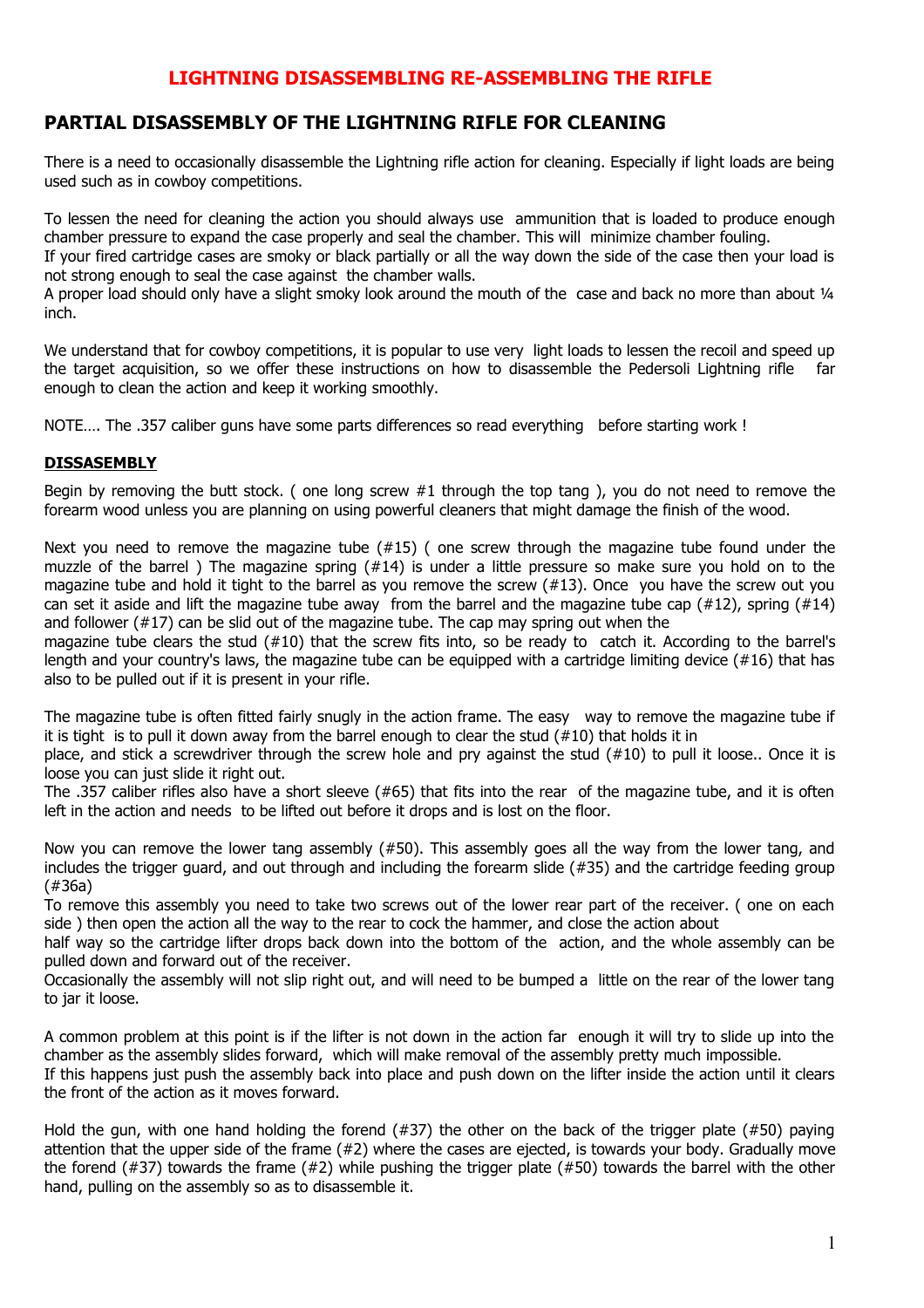# LIGHTNING DISASSEMBLING RE-ASSEMBLING THE RIFLE

## PARTIAL DISASSEMBLY OF THE LIGHTNING RIFLE FOR CLEANING

There is a need to occasionally disassemble the Lightning rifle action for cleaning. Especially if light loads are being used such as in cowboy competitions.

To lessen the need for cleaning the action you should always use ammunition that is loaded to produce enough chamber pressure to expand the case properly and seal the chamber. This will minimize chamber fouling.
If your fired cartridge cases are smoky or black partially or all the way down the side of the case then your load is not strong enough to seal the case against the chamber walls.
A proper load should only have a slight smoky look around the mouth of the case and back no more than about ¼ inch.

We understand that for cowboy competitions, it is popular to use very light loads to lessen the recoil and speed up the target acquisition, so we offer these instructions on how to disassemble the Pedersoli Lightning rifle far enough to clean the action and keep it working smoothly.

NOTE…. The .357 caliber guns have some parts differences so read everything before starting work !

**DISSASEMBLY**

Begin by removing the butt stock. ( one long screw #1 through the top tang ), you do not need to remove the forearm wood unless you are planning on using powerful cleaners that might damage the finish of the wood.

Next you need to remove the magazine tube (#15) ( one screw through the magazine tube found under the muzzle of the barrel ) The magazine spring (#14) is under a little pressure so make sure you hold on to the magazine tube and hold it tight to the barrel as you remove the screw (#13). Once you have the screw out you can set it aside and lift the magazine tube away from the barrel and the magazine tube cap (#12), spring (#14) and follower (#17) can be slid out of the magazine tube. The cap may spring out when the magazine tube clears the stud (#10) that the screw fits into, so be ready to catch it. According to the barrel's length and your country's laws, the magazine tube can be equipped with a cartridge limiting device (#16) that has also to be pulled out if it is present in your rifle.

The magazine tube is often fitted fairly snugly in the action frame. The easy way to remove the magazine tube if it is tight is to pull it down away from the barrel enough to clear the stud (#10) that holds it in place, and stick a screwdriver through the screw hole and pry against the stud (#10) to pull it loose.. Once it is loose you can just slide it right out.
The .357 caliber rifles also have a short sleeve (#65) that fits into the rear of the magazine tube, and it is often left in the action and needs to be lifted out before it drops and is lost on the floor.

Now you can remove the lower tang assembly (#50). This assembly goes all the way from the lower tang, and includes the trigger guard, and out through and including the forearm slide (#35) and the cartridge feeding group (#36a)
To remove this assembly you need to take two screws out of the lower rear part of the receiver. ( one on each side ) then open the action all the way to the rear to cock the hammer, and close the action about half way so the cartridge lifter drops back down into the bottom of the action, and the whole assembly can be pulled down and forward out of the receiver.
Occasionally the assembly will not slip right out, and will need to be bumped a little on the rear of the lower tang to jar it loose.

A common problem at this point is if the lifter is not down in the action far enough it will try to slide up into the chamber as the assembly slides forward, which will make removal of the assembly pretty much impossible.
If this happens just push the assembly back into place and push down on the lifter inside the action until it clears the front of the action as it moves forward.

Hold the gun, with one hand holding the forend (#37) the other on the back of the trigger plate (#50) paying attention that the upper side of the frame (#2) where the cases are ejected, is towards your body. Gradually move the forend (#37) towards the frame (#2) while pushing the trigger plate (#50) towards the barrel with the other hand, pulling on the assembly so as to disassemble it.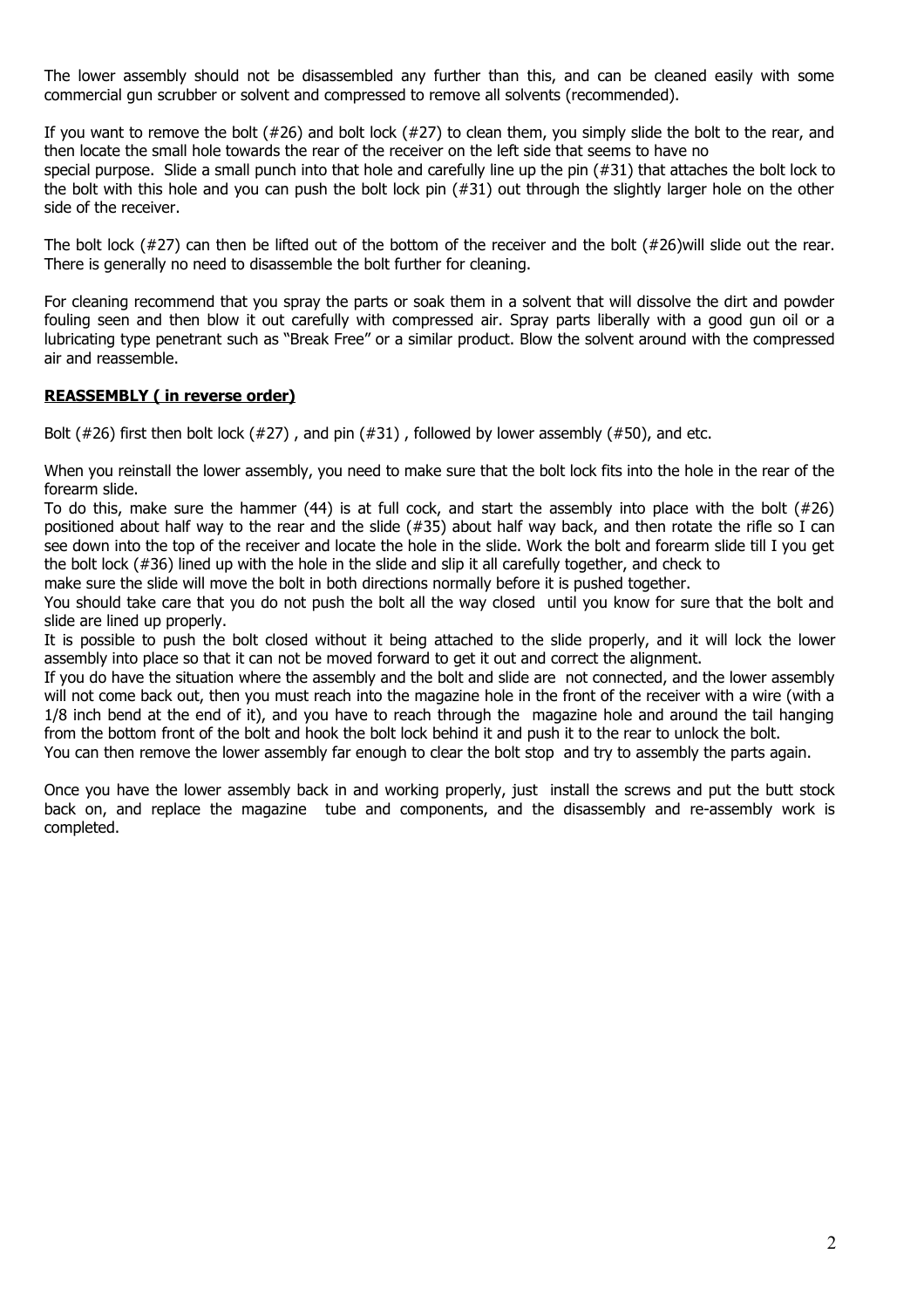The lower assembly should not be disassembled any further than this, and can be cleaned easily with some commercial gun scrubber or solvent and compressed to remove all solvents (recommended).

If you want to remove the bolt (#26) and bolt lock (#27) to clean them, you simply slide the bolt to the rear, and then locate the small hole towards the rear of the receiver on the left side that seems to have no special purpose. Slide a small punch into that hole and carefully line up the pin (#31) that attaches the bolt lock to the bolt with this hole and you can push the bolt lock pin (#31) out through the slightly larger hole on the other side of the receiver.

The bolt lock (#27) can then be lifted out of the bottom of the receiver and the bolt (#26)will slide out the rear. There is generally no need to disassemble the bolt further for cleaning.

For cleaning recommend that you spray the parts or soak them in a solvent that will dissolve the dirt and powder fouling seen and then blow it out carefully with compressed air. Spray parts liberally with a good gun oil or a lubricating type penetrant such as "Break Free" or a similar product. Blow the solvent around with the compressed air and reassemble.

**REASSEMBLY ( in reverse order)**

Bolt (#26) first then bolt lock (#27) , and pin (#31) , followed by lower assembly (#50), and etc.

When you reinstall the lower assembly, you need to make sure that the bolt lock fits into the hole in the rear of the forearm slide.

To do this, make sure the hammer (44) is at full cock, and start the assembly into place with the bolt (#26) positioned about half way to the rear and the slide (#35) about half way back, and then rotate the rifle so I can see down into the top of the receiver and locate the hole in the slide. Work the bolt and forearm slide till I you get the bolt lock (#36) lined up with the hole in the slide and slip it all carefully together, and check to make sure the slide will move the bolt in both directions normally before it is pushed together.

You should take care that you do not push the bolt all the way closed until you know for sure that the bolt and slide are lined up properly.

It is possible to push the bolt closed without it being attached to the slide properly, and it will lock the lower assembly into place so that it can not be moved forward to get it out and correct the alignment.

If you do have the situation where the assembly and the bolt and slide are not connected, and the lower assembly will not come back out, then you must reach into the magazine hole in the front of the receiver with a wire (with a 1/8 inch bend at the end of it), and you have to reach through the magazine hole and around the tail hanging from the bottom front of the bolt and hook the bolt lock behind it and push it to the rear to unlock the bolt.

You can then remove the lower assembly far enough to clear the bolt stop and try to assembly the parts again.

Once you have the lower assembly back in and working properly, just install the screws and put the butt stock back on, and replace the magazine tube and components, and the disassembly and re-assembly work is completed.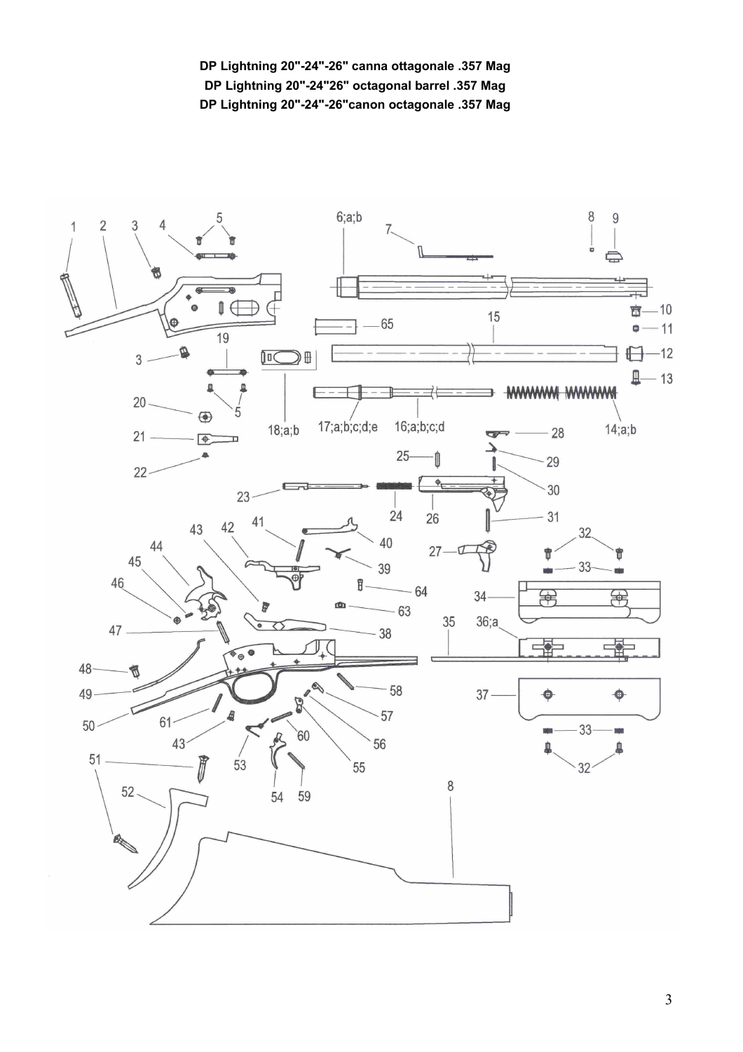**DP Lightning 20"-24"-26" canna ottagonale .357 Mag**

**DP Lightning 20"-24"26" octagonal barrel .357 Mag**

**DP Lightning 20"-24"-26"canon octagonale .357 Mag**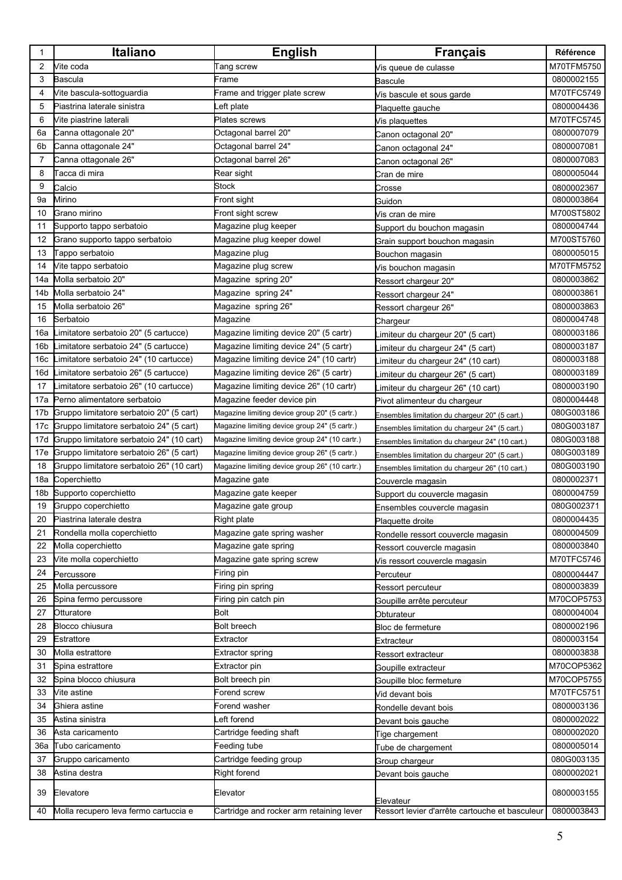| 1 | Italiano | English | Français | Référence |
|---|---|---|---|---|
| 2 | Vite coda | Tang screw | Vis queue de culasse | M70TFM5750 |
| 3 | Bascula | Frame | Bascule | 0800002155 |
| 4 | Vite bascula-sottoguardia | Frame and trigger plate screw | Vis bascule et sous garde | M70TFC5749 |
| 5 | Piastrina laterale sinistra | Left plate | Plaquette gauche | 0800004436 |
| 6 | Vite piastrine laterali | Plates screws | Vis plaquettes | M70TFC5745 |
| 6a | Canna ottagonale 20" | Octagonal barrel 20" | Canon octagonal 20" | 0800007079 |
| 6b | Canna ottagonale 24" | Octagonal barrel 24" | Canon octagonal 24" | 0800007081 |
| 7 | Canna ottagonale 26" | Octagonal barrel 26" | Canon octagonal 26" | 0800007083 |
| 8 | Tacca di mira | Rear sight | Cran de mire | 0800005044 |
| 9 | Calcio | Stock | Crosse | 0800002367 |
| 9a | Mirino | Front sight | Guidon | 0800003864 |
| 10 | Grano mirino | Front sight screw | Vis cran de mire | M700ST5802 |
| 11 | Supporto tappo serbatoio | Magazine plug keeper | Support du bouchon magasin | 0800004744 |
| 12 | Grano supporto tappo serbatoio | Magazine plug keeper dowel | Grain support bouchon magasin | M700ST5760 |
| 13 | Tappo serbatoio | Magazine plug | Bouchon magasin | 0800005015 |
| 14 | Vite tappo serbatoio | Magazine plug screw | Vis bouchon magasin | M70TFM5752 |
| 14a | Molla serbatoio 20" | Magazine spring 20" | Ressort chargeur 20" | 0800003862 |
| 14b | Molla serbatoio 24" | Magazine spring 24" | Ressort chargeur 24" | 0800003861 |
| 15 | Molla serbatoio 26" | Magazine spring 26" | Ressort chargeur 26" | 0800003863 |
| 16 | Serbatoio | Magazine | Chargeur | 0800004748 |
| 16a | Limitatore serbatoio 20" (5 cartucce) | Magazine limiting device 20" (5 cartr) | Limiteur du chargeur 20" (5 cart) | 0800003186 |
| 16b | Limitatore serbatoio 24" (5 cartucce) | Magazine limiting device 24" (5 cartr) | Limiteur du chargeur 24" (5 cart) | 0800003187 |
| 16c | Limitatore serbatoio 24" (10 cartucce) | Magazine limiting device 24" (10 cartr) | Limiteur du chargeur 24" (10 cart) | 0800003188 |
| 16d | Limitatore serbatoio 26" (5 cartucce) | Magazine limiting device 26" (5 cartr) | Limiteur du chargeur 26" (5 cart) | 0800003189 |
| 17 | Limitatore serbatoio 26" (10 cartucce) | Magazine limiting device 26" (10 cartr) | Limiteur du chargeur 26" (10 cart) | 0800003190 |
| 17a | Perno alimentatore serbatoio | Magazine feeder device pin | Pivot alimenteur du chargeur | 0800004448 |
| 17b | Gruppo limitatore serbatoio 20" (5 cart) | Magazine limiting device group 20" (5 cartr.) | Ensembles limitation du chargeur 20" (5 cart.) | 080G003186 |
| 17c | Gruppo limitatore serbatoio 24" (5 cart) | Magazine limiting device group 24" (5 cartr.) | Ensembles limitation du chargeur 24" (5 cart.) | 080G003187 |
| 17d | Gruppo limitatore serbatoio 24" (10 cart) | Magazine limiting device group 24" (10 cartr.) | Ensembles limitation du chargeur 24" (10 cart.) | 080G003188 |
| 17e | Gruppo limitatore serbatoio 26" (5 cart) | Magazine limiting device group 26" (5 cartr.) | Ensembles limitation du chargeur 20" (5 cart.) | 080G003189 |
| 18 | Gruppo limitatore serbatoio 26" (10 cart) | Magazine limiting device group 26" (10 cartr.) | Ensembles limitation du chargeur 26" (10 cart.) | 080G003190 |
| 18a | Coperchietto | Magazine gate | Couvercle magasin | 0800002371 |
| 18b | Supporto coperchietto | Magazine gate keeper | Support du couvercle magasin | 0800004759 |
| 19 | Gruppo coperchietto | Magazine gate group | Ensembles couvercle magasin | 080G002371 |
| 20 | Piastrina laterale destra | Right plate | Plaquette droite | 0800004435 |
| 21 | Rondella molla coperchietto | Magazine gate spring washer | Rondelle ressort couvercle magasin | 0800004509 |
| 22 | Molla coperchietto | Magazine gate spring | Ressort couvercle magasin | 0800003840 |
| 23 | Vite molla coperchietto | Magazine gate spring screw | Vis ressort couvercle magasin | M70TFC5746 |
| 24 | Percussore | Firing pin | Percuteur | 0800004447 |
| 25 | Molla percussore | Firing pin spring | Ressort percuteur | 0800003839 |
| 26 | Spina fermo percussore | Firing pin catch pin | Goupille arrête percuteur | M70COP5753 |
| 27 | Otturatore | Bolt | Obturateur | 0800004004 |
| 28 | Blocco chiusura | Bolt breech | Bloc de fermeture | 0800002196 |
| 29 | Estrattore | Extractor | Extracteur | 0800003154 |
| 30 | Molla estrattore | Extractor spring | Ressort extracteur | 0800003838 |
| 31 | Spina estrattore | Extractor pin | Goupille extracteur | M70COP5362 |
| 32 | Spina blocco chiusura | Bolt breech pin | Goupille bloc fermeture | M70COP5755 |
| 33 | Vite astine | Forend screw | Vid devant bois | M70TFC5751 |
| 34 | Ghiera astine | Forend washer | Rondelle devant bois | 0800003136 |
| 35 | Astina sinistra | Left forend | Devant bois gauche | 0800002022 |
| 36 | Asta caricamento | Cartridge feeding shaft | Tige chargement | 0800002020 |
| 36a | Tubo caricamento | Feeding tube | Tube de chargement | 0800005014 |
| 37 | Gruppo caricamento | Cartridge feeding group | Group chargeur | 080G003135 |
| 38 | Astina destra | Right forend | Devant bois gauche | 0800002021 |
| 39 | Elevatore | Elevator | Elevateur | 0800003155 |
| 40 | Molla recupero leva fermo cartuccia e | Cartridge and rocker arm retaining lever | Ressort levier d'arrête cartouche et basculeur | 0800003843 |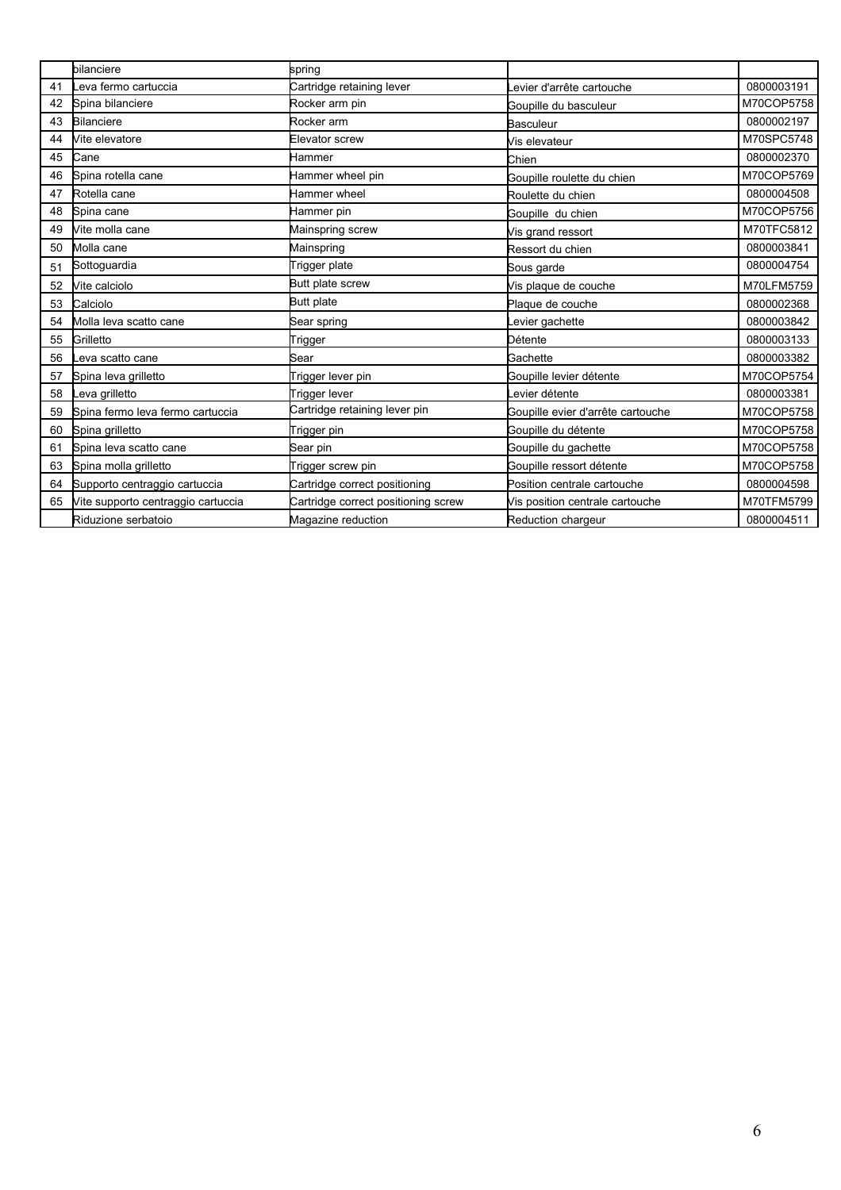| | | | | |
|---|---|---|---|---|
| | bilanciere | spring | | |
| 41 | Leva fermo cartuccia | Cartridge retaining lever | Levier d'arrête cartouche | 0800003191 |
| 42 | Spina bilanciere | Rocker arm pin | Goupille du basculeur | M70COP5758 |
| 43 | Bilanciere | Rocker arm | Basculeur | 0800002197 |
| 44 | Vite elevatore | Elevator screw | Vis elevateur | M70SPC5748 |
| 45 | Cane | Hammer | Chien | 0800002370 |
| 46 | Spina rotella cane | Hammer wheel pin | Goupille roulette du chien | M70COP5769 |
| 47 | Rotella cane | Hammer wheel | Roulette du chien | 0800004508 |
| 48 | Spina cane | Hammer pin | Goupille du chien | M70COP5756 |
| 49 | Vite molla cane | Mainspring screw | Vis grand ressort | M70TFC5812 |
| 50 | Molla cane | Mainspring | Ressort du chien | 0800003841 |
| 51 | Sottoguardia | Trigger plate | Sous garde | 0800004754 |
| 52 | Vite calciolo | Butt plate screw | Vis plaque de couche | M70LFM5759 |
| 53 | Calciolo | Butt plate | Plaque de couche | 0800002368 |
| 54 | Molla leva scatto cane | Sear spring | Levier gachette | 0800003842 |
| 55 | Grilletto | Trigger | Détente | 0800003133 |
| 56 | Leva scatto cane | Sear | Gachette | 0800003382 |
| 57 | Spina leva grilletto | Trigger lever pin | Goupille levier détente | M70COP5754 |
| 58 | Leva grilletto | Trigger lever | Levier détente | 0800003381 |
| 59 | Spina fermo leva fermo cartuccia | Cartridge retaining lever pin | Goupille evier d'arrête cartouche | M70COP5758 |
| 60 | Spina grilletto | Trigger pin | Goupille du détente | M70COP5758 |
| 61 | Spina leva scatto cane | Sear pin | Goupille du gachette | M70COP5758 |
| 63 | Spina molla grilletto | Trigger screw pin | Goupille ressort détente | M70COP5758 |
| 64 | Supporto centraggio cartuccia | Cartridge correct positioning | Position centrale cartouche | 0800004598 |
| 65 | Vite supporto centraggio cartuccia | Cartridge correct positioning screw | Vis position centrale cartouche | M70TFM5799 |
| | Riduzione serbatoio | Magazine reduction | Reduction chargeur | 0800004511 |